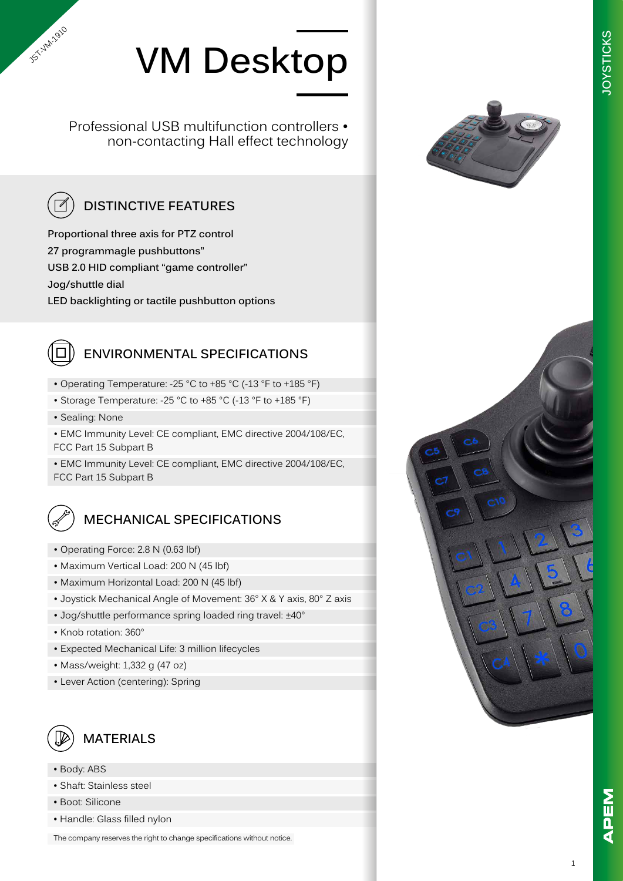JST-VM-1910

# VM Desktop

Professional USB multifunction controllers • non-contacting Hall effect technology

## DISTINCTIVE FEATURES

**Proportional three axis for PTZ control**
**27 programmagle pushbuttons"**
**USB 2.0 HID compliant "game controller"**
**Jog/shuttle dial**
**LED backlighting or tactile pushbutton options**

## ENVIRONMENTAL SPECIFICATIONS

- Operating Temperature: -25 °C to +85 °C (-13 °F to +185 °F)
- Storage Temperature: -25 °C to +85 °C (-13 °F to +185 °F)
- Sealing: None
- EMC Immunity Level: CE compliant, EMC directive 2004/108/EC, FCC Part 15 Subpart B
- EMC Immunity Level: CE compliant, EMC directive 2004/108/EC, FCC Part 15 Subpart B

## MECHANICAL SPECIFICATIONS

- Operating Force: 2.8 N (0.63 lbf)
- Maximum Vertical Load: 200 N (45 lbf)
- Maximum Horizontal Load: 200 N (45 lbf)
- Joystick Mechanical Angle of Movement: 36° X & Y axis, 80° Z axis
- Jog/shuttle performance spring loaded ring travel: ±40°
- Knob rotation: 360°
- Expected Mechanical Life: 3 million lifecycles
- Mass/weight: 1,332 g (47 oz)
- Lever Action (centering): Spring

## MATERIALS

- Body: ABS
- Shaft: Stainless steel
- Boot: Silicone
- Handle: Glass filled nylon

The company reserves the right to change specifications without notice.

JOYSTICKS

APEM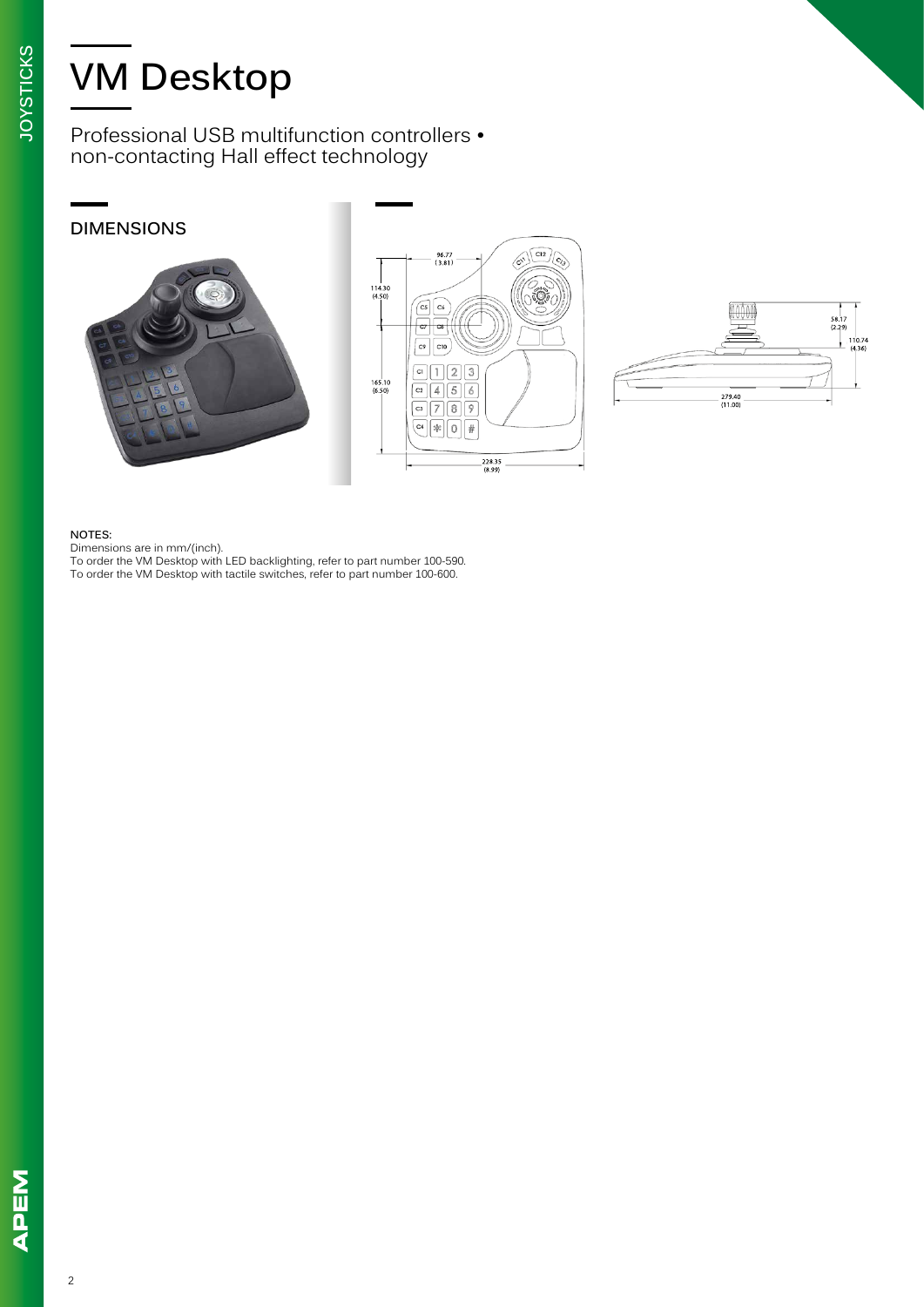# VM Desktop

Professional USB multifunction controllers • non-contacting Hall effect technology

## DIMENSIONS

96.77
(3.81)

114.30
(4.50)

165.10
(6.50)

228.35
(8.99)

58.17
(2.29)

110.74
(4.36)

279.40
(11.00)

**NOTES:**

Dimensions are in mm/(inch).

To order the VM Desktop with LED backlighting, refer to part number 100-590.

To order the VM Desktop with tactile switches, refer to part number 100-600.